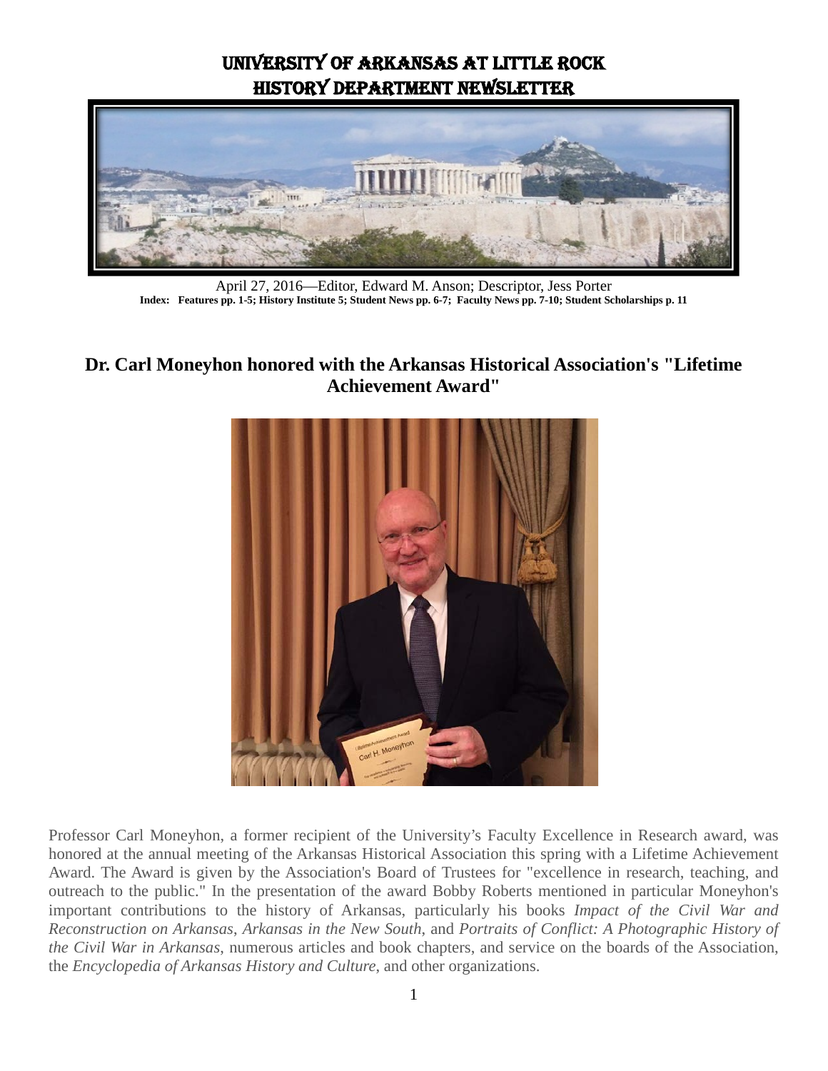# UNIVERSITY OF ARKANSAS AT LITTLE ROCK
# HISTORY DEPARTMENT NEWSLETTER

April 27, 2016—Editor, Edward M. Anson; Descriptor, Jess Porter

**Index: Features pp. 1-5; History Institute 5; Student News pp. 6-7; Faculty News pp. 7-10; Student Scholarships p. 11**

## Dr. Carl Moneyhon honored with the Arkansas Historical Association's "Lifetime Achievement Award"

Professor Carl Moneyhon, a former recipient of the University's Faculty Excellence in Research award, was honored at the annual meeting of the Arkansas Historical Association this spring with a Lifetime Achievement Award. The Award is given by the Association's Board of Trustees for "excellence in research, teaching, and outreach to the public." In the presentation of the award Bobby Roberts mentioned in particular Moneyhon's important contributions to the history of Arkansas, particularly his books *Impact of the Civil War and Reconstruction on Arkansas*, *Arkansas in the New South*, and *Portraits of Conflict: A Photographic History of the Civil War in Arkansas*, numerous articles and book chapters, and service on the boards of the Association, the *Encyclopedia of Arkansas History and Culture*, and other organizations.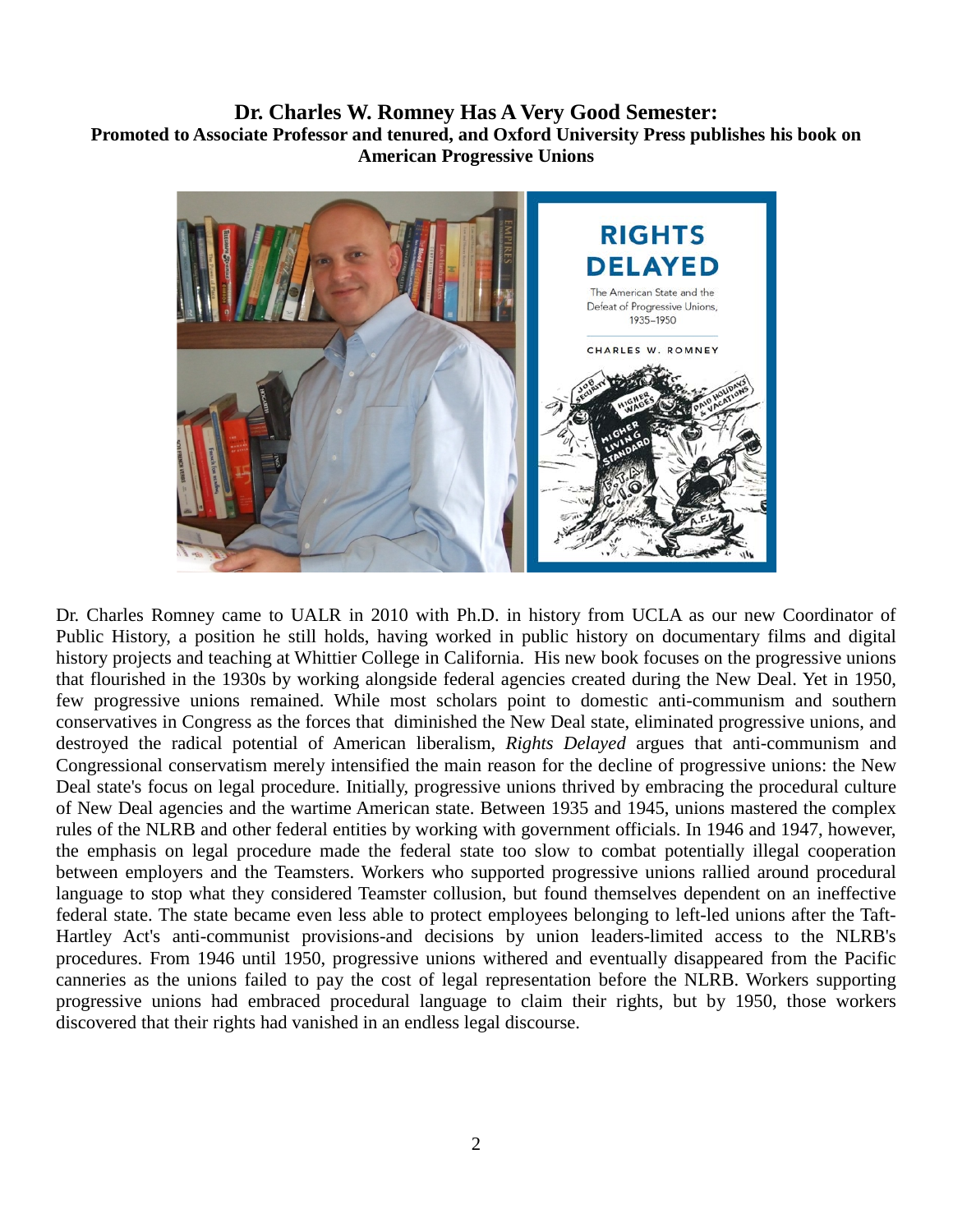# Dr. Charles W. Romney Has A Very Good Semester:

**Promoted to Associate Professor and tenured, and Oxford University Press publishes his book on American Progressive Unions**

Dr. Charles Romney came to UALR in 2010 with Ph.D. in history from UCLA as our new Coordinator of Public History, a position he still holds, having worked in public history on documentary films and digital history projects and teaching at Whittier College in California. His new book focuses on the progressive unions that flourished in the 1930s by working alongside federal agencies created during the New Deal. Yet in 1950, few progressive unions remained. While most scholars point to domestic anti-communism and southern conservatives in Congress as the forces that diminished the New Deal state, eliminated progressive unions, and destroyed the radical potential of American liberalism, *Rights Delayed* argues that anti-communism and Congressional conservatism merely intensified the main reason for the decline of progressive unions: the New Deal state's focus on legal procedure. Initially, progressive unions thrived by embracing the procedural culture of New Deal agencies and the wartime American state. Between 1935 and 1945, unions mastered the complex rules of the NLRB and other federal entities by working with government officials. In 1946 and 1947, however, the emphasis on legal procedure made the federal state too slow to combat potentially illegal cooperation between employers and the Teamsters. Workers who supported progressive unions rallied around procedural language to stop what they considered Teamster collusion, but found themselves dependent on an ineffective federal state. The state became even less able to protect employees belonging to left-led unions after the Taft-Hartley Act's anti-communist provisions-and decisions by union leaders-limited access to the NLRB's procedures. From 1946 until 1950, progressive unions withered and eventually disappeared from the Pacific canneries as the unions failed to pay the cost of legal representation before the NLRB. Workers supporting progressive unions had embraced procedural language to claim their rights, but by 1950, those workers discovered that their rights had vanished in an endless legal discourse.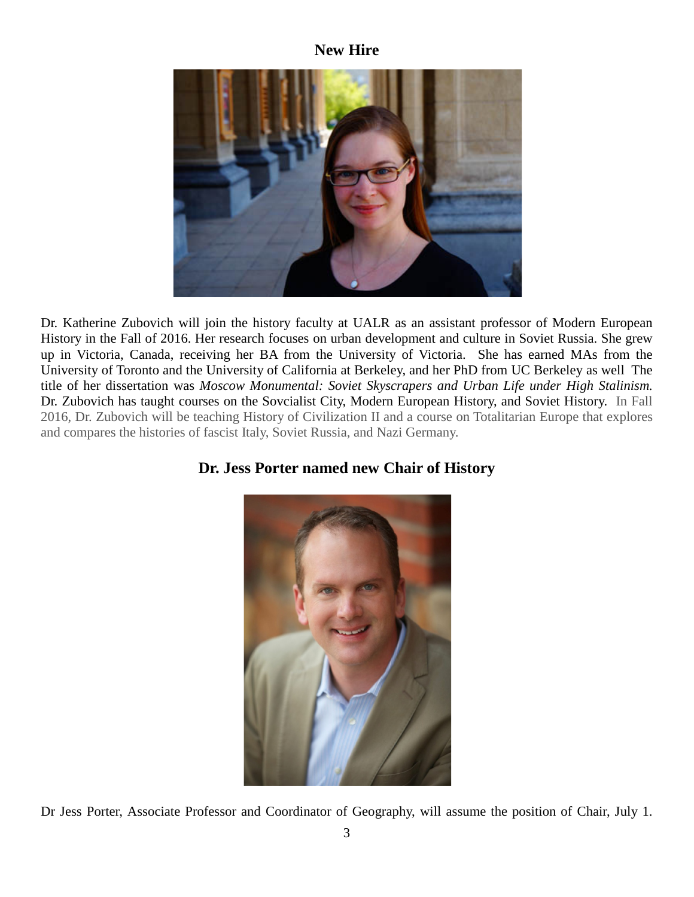## New Hire

Dr. Katherine Zubovich will join the history faculty at UALR as an assistant professor of Modern European History in the Fall of 2016. Her research focuses on urban development and culture in Soviet Russia. She grew up in Victoria, Canada, receiving her BA from the University of Victoria. She has earned MAs from the University of Toronto and the University of California at Berkeley, and her PhD from UC Berkeley as well The title of her dissertation was *Moscow Monumental: Soviet Skyscrapers and Urban Life under High Stalinism.* Dr. Zubovich has taught courses on the Sovcialist City, Modern European History, and Soviet History. In Fall 2016, Dr. Zubovich will be teaching History of Civilization II and a course on Totalitarian Europe that explores and compares the histories of fascist Italy, Soviet Russia, and Nazi Germany.

## Dr. Jess Porter named new Chair of History

Dr Jess Porter, Associate Professor and Coordinator of Geography, will assume the position of Chair, July 1.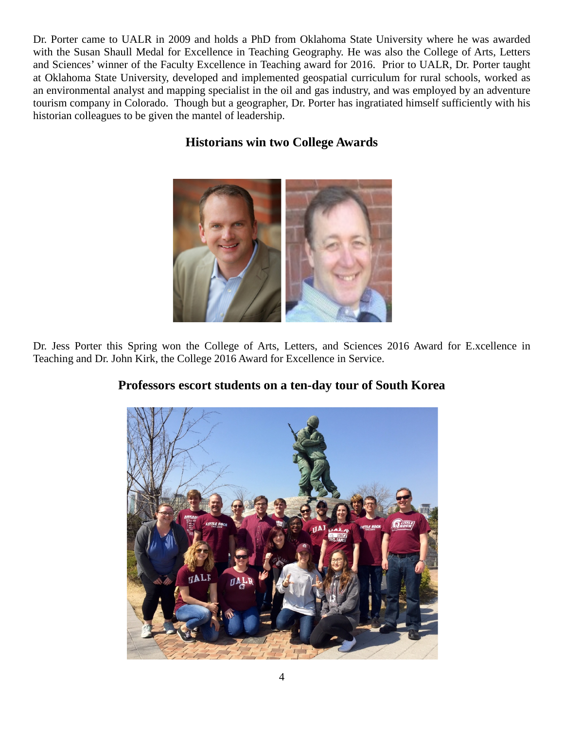Dr. Porter came to UALR in 2009 and holds a PhD from Oklahoma State University where he was awarded with the Susan Shaull Medal for Excellence in Teaching Geography. He was also the College of Arts, Letters and Sciences' winner of the Faculty Excellence in Teaching award for 2016. Prior to UALR, Dr. Porter taught at Oklahoma State University, developed and implemented geospatial curriculum for rural schools, worked as an environmental analyst and mapping specialist in the oil and gas industry, and was employed by an adventure tourism company in Colorado. Though but a geographer, Dr. Porter has ingratiated himself sufficiently with his historian colleagues to be given the mantel of leadership.

## Historians win two College Awards

Dr. Jess Porter this Spring won the College of Arts, Letters, and Sciences 2016 Award for E.xcellence in Teaching and Dr. John Kirk, the College 2016 Award for Excellence in Service.

## Professors escort students on a ten-day tour of South Korea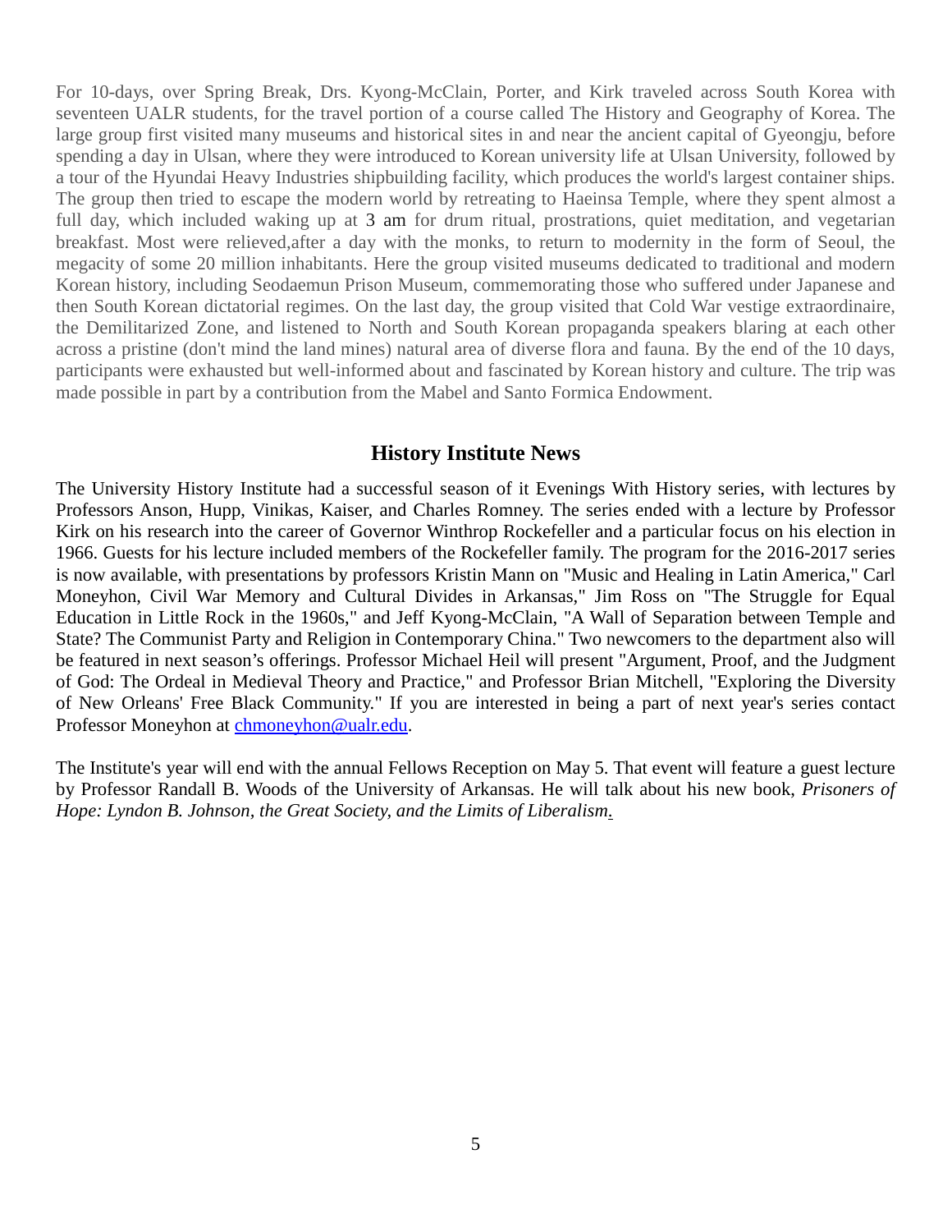For 10-days, over Spring Break, Drs. Kyong-McClain, Porter, and Kirk traveled across South Korea with seventeen UALR students, for the travel portion of a course called The History and Geography of Korea. The large group first visited many museums and historical sites in and near the ancient capital of Gyeongju, before spending a day in Ulsan, where they were introduced to Korean university life at Ulsan University, followed by a tour of the Hyundai Heavy Industries shipbuilding facility, which produces the world's largest container ships. The group then tried to escape the modern world by retreating to Haeinsa Temple, where they spent almost a full day, which included waking up at 3 am for drum ritual, prostrations, quiet meditation, and vegetarian breakfast. Most were relieved,after a day with the monks, to return to modernity in the form of Seoul, the megacity of some 20 million inhabitants. Here the group visited museums dedicated to traditional and modern Korean history, including Seodaemun Prison Museum, commemorating those who suffered under Japanese and then South Korean dictatorial regimes. On the last day, the group visited that Cold War vestige extraordinaire, the Demilitarized Zone, and listened to North and South Korean propaganda speakers blaring at each other across a pristine (don't mind the land mines) natural area of diverse flora and fauna. By the end of the 10 days, participants were exhausted but well-informed about and fascinated by Korean history and culture. The trip was made possible in part by a contribution from the Mabel and Santo Formica Endowment.

## History Institute News

The University History Institute had a successful season of it Evenings With History series, with lectures by Professors Anson, Hupp, Vinikas, Kaiser, and Charles Romney. The series ended with a lecture by Professor Kirk on his research into the career of Governor Winthrop Rockefeller and a particular focus on his election in 1966. Guests for his lecture included members of the Rockefeller family. The program for the 2016-2017 series is now available, with presentations by professors Kristin Mann on "Music and Healing in Latin America," Carl Moneyhon, Civil War Memory and Cultural Divides in Arkansas," Jim Ross on "The Struggle for Equal Education in Little Rock in the 1960s," and Jeff Kyong-McClain, "A Wall of Separation between Temple and State? The Communist Party and Religion in Contemporary China." Two newcomers to the department also will be featured in next season's offerings. Professor Michael Heil will present "Argument, Proof, and the Judgment of God: The Ordeal in Medieval Theory and Practice," and Professor Brian Mitchell, "Exploring the Diversity of New Orleans' Free Black Community." If you are interested in being a part of next year's series contact Professor Moneyhon at chmoneyhon@ualr.edu.

The Institute's year will end with the annual Fellows Reception on May 5. That event will feature a guest lecture by Professor Randall B. Woods of the University of Arkansas. He will talk about his new book, *Prisoners of Hope: Lyndon B. Johnson, the Great Society, and the Limits of Liberalism*.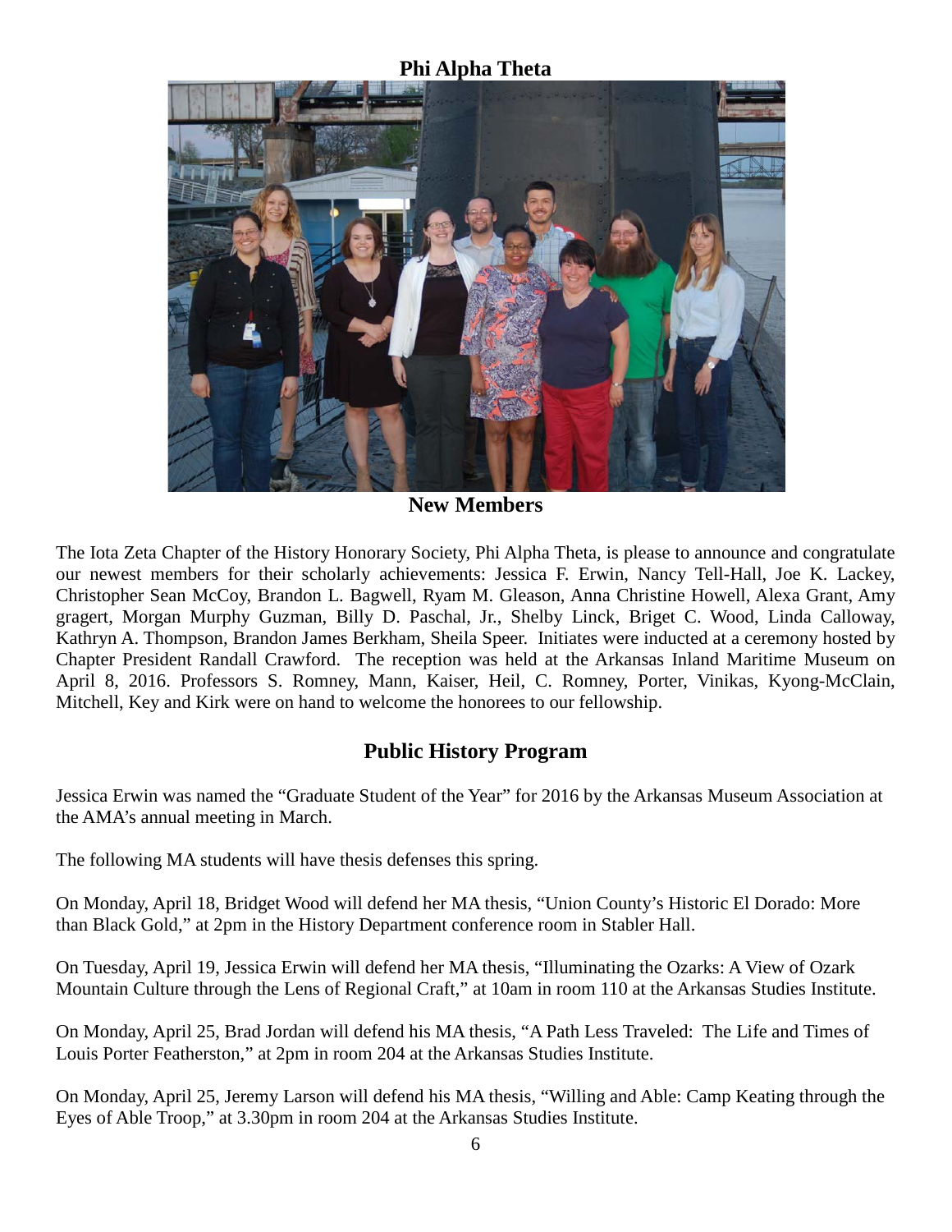## Phi Alpha Theta

**New Members**

The Iota Zeta Chapter of the History Honorary Society, Phi Alpha Theta, is please to announce and congratulate our newest members for their scholarly achievements: Jessica F. Erwin, Nancy Tell-Hall, Joe K. Lackey, Christopher Sean McCoy, Brandon L. Bagwell, Ryam M. Gleason, Anna Christine Howell, Alexa Grant, Amy gragert, Morgan Murphy Guzman, Billy D. Paschal, Jr., Shelby Linck, Briget C. Wood, Linda Calloway, Kathryn A. Thompson, Brandon James Berkham, Sheila Speer. Initiates were inducted at a ceremony hosted by Chapter President Randall Crawford. The reception was held at the Arkansas Inland Maritime Museum on April 8, 2016. Professors S. Romney, Mann, Kaiser, Heil, C. Romney, Porter, Vinikas, Kyong-McClain, Mitchell, Key and Kirk were on hand to welcome the honorees to our fellowship.

## Public History Program

Jessica Erwin was named the "Graduate Student of the Year" for 2016 by the Arkansas Museum Association at the AMA's annual meeting in March.

The following MA students will have thesis defenses this spring.

On Monday, April 18, Bridget Wood will defend her MA thesis, "Union County's Historic El Dorado: More than Black Gold," at 2pm in the History Department conference room in Stabler Hall.

On Tuesday, April 19, Jessica Erwin will defend her MA thesis, "Illuminating the Ozarks: A View of Ozark Mountain Culture through the Lens of Regional Craft," at 10am in room 110 at the Arkansas Studies Institute.

On Monday, April 25, Brad Jordan will defend his MA thesis, "A Path Less Traveled: The Life and Times of Louis Porter Featherston," at 2pm in room 204 at the Arkansas Studies Institute.

On Monday, April 25, Jeremy Larson will defend his MA thesis, "Willing and Able: Camp Keating through the Eyes of Able Troop," at 3.30pm in room 204 at the Arkansas Studies Institute.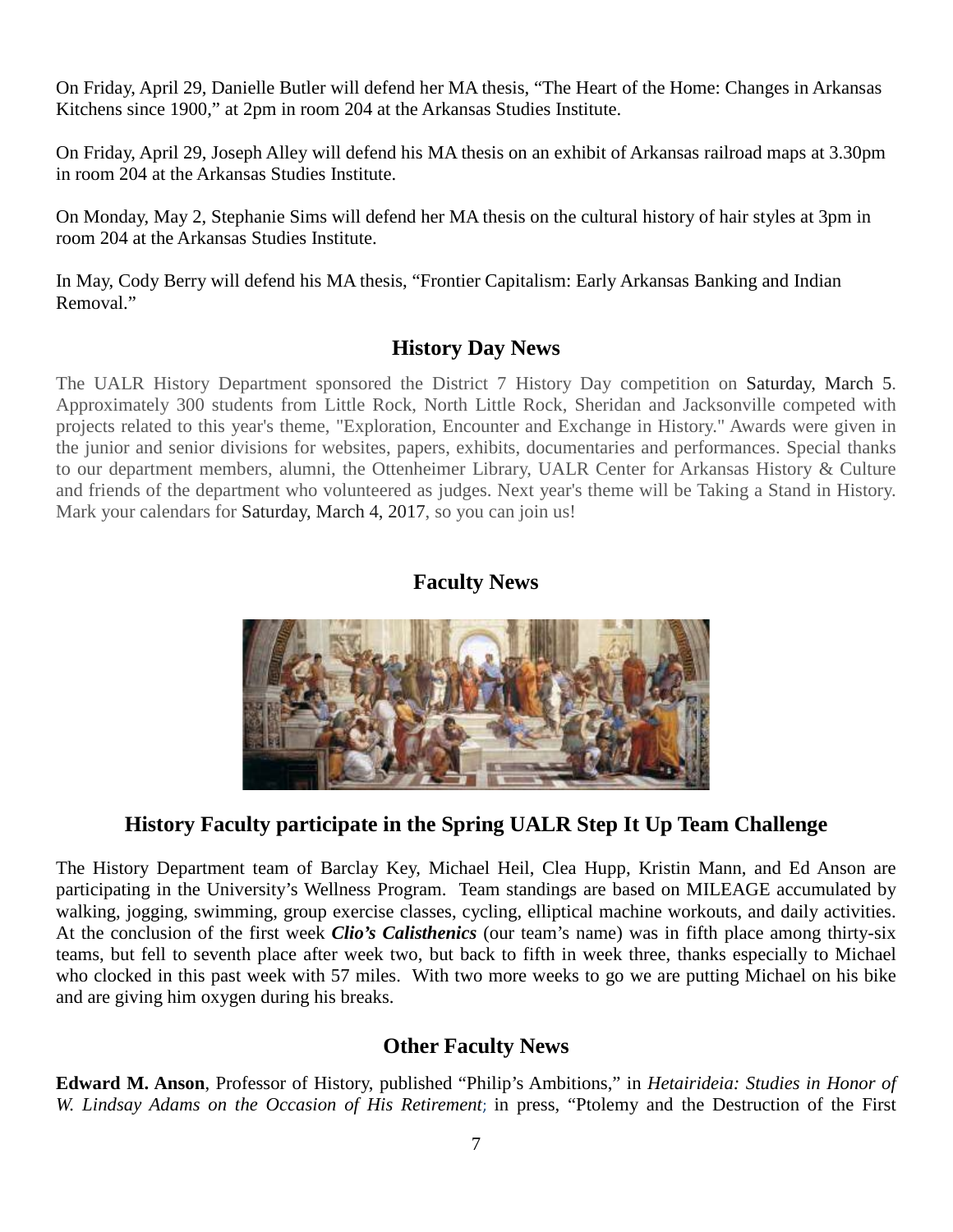On Friday, April 29, Danielle Butler will defend her MA thesis, “The Heart of the Home: Changes in Arkansas Kitchens since 1900,” at 2pm in room 204 at the Arkansas Studies Institute.

On Friday, April 29, Joseph Alley will defend his MA thesis on an exhibit of Arkansas railroad maps at 3.30pm in room 204 at the Arkansas Studies Institute.

On Monday, May 2, Stephanie Sims will defend her MA thesis on the cultural history of hair styles at 3pm in room 204 at the Arkansas Studies Institute.

In May, Cody Berry will defend his MA thesis, “Frontier Capitalism: Early Arkansas Banking and Indian Removal.”

## History Day News

The UALR History Department sponsored the District 7 History Day competition on Saturday, March 5. Approximately 300 students from Little Rock, North Little Rock, Sheridan and Jacksonville competed with projects related to this year's theme, "Exploration, Encounter and Exchange in History." Awards were given in the junior and senior divisions for websites, papers, exhibits, documentaries and performances. Special thanks to our department members, alumni, the Ottenheimer Library, UALR Center for Arkansas History & Culture and friends of the department who volunteered as judges. Next year's theme will be Taking a Stand in History. Mark your calendars for Saturday, March 4, 2017, so you can join us!

## Faculty News

## History Faculty participate in the Spring UALR Step It Up Team Challenge

The History Department team of Barclay Key, Michael Heil, Clea Hupp, Kristin Mann, and Ed Anson are participating in the University’s Wellness Program. Team standings are based on MILEAGE accumulated by walking, jogging, swimming, group exercise classes, cycling, elliptical machine workouts, and daily activities. At the conclusion of the first week ***Clio’s Calisthenics*** (our team’s name) was in fifth place among thirty-six teams, but fell to seventh place after week two, but back to fifth in week three, thanks especially to Michael who clocked in this past week with 57 miles. With two more weeks to go we are putting Michael on his bike and are giving him oxygen during his breaks.

## Other Faculty News

**Edward M. Anson**, Professor of History, published “Philip’s Ambitions,” in *Hetairideia: Studies in Honor of W. Lindsay Adams on the Occasion of His Retirement*; in press, “Ptolemy and the Destruction of the First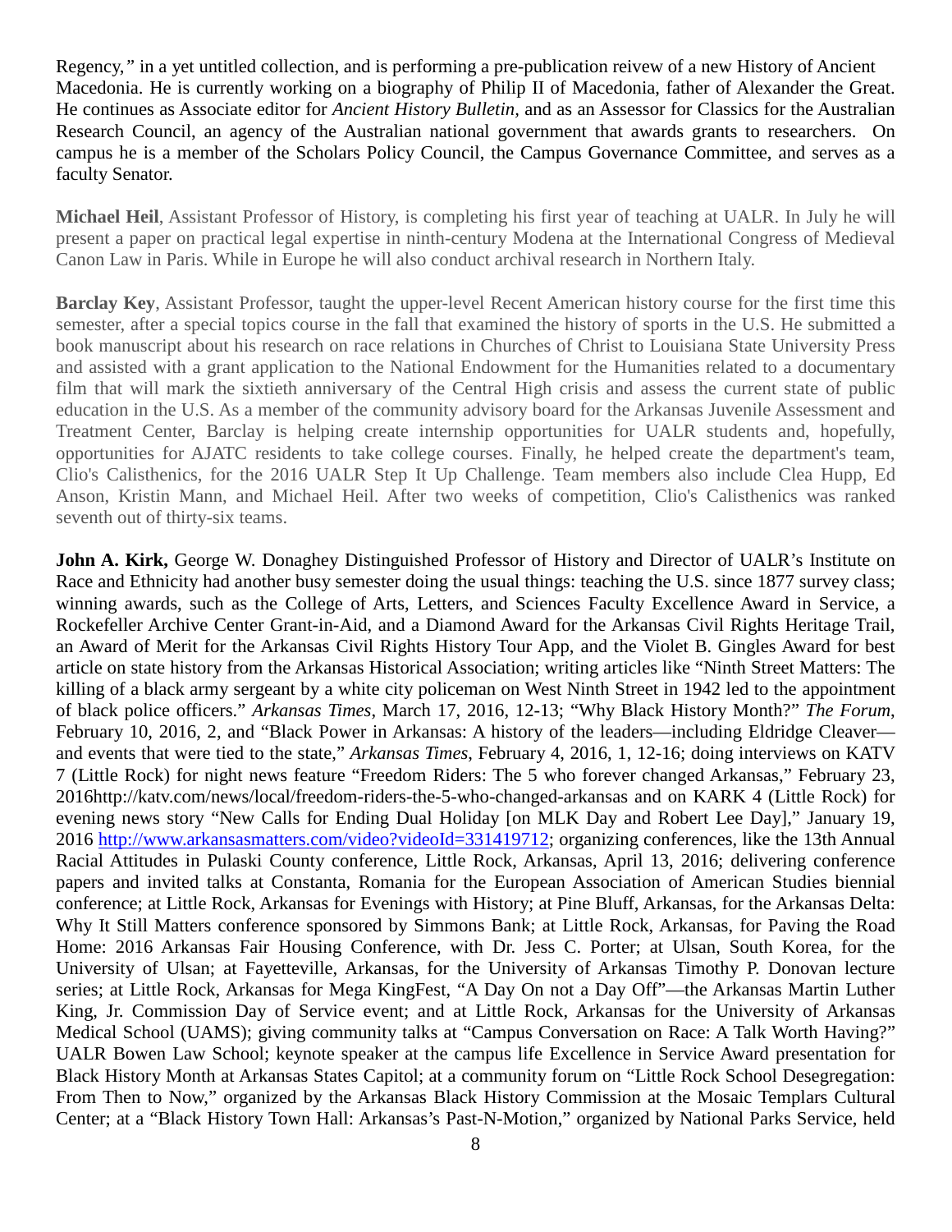Regency,*"* in a yet untitled collection, and is performing a pre-publication reivew of a new History of Ancient Macedonia. He is currently working on a biography of Philip II of Macedonia, father of Alexander the Great. He continues as Associate editor for *Ancient History Bulletin*, and as an Assessor for Classics for the Australian Research Council, an agency of the Australian national government that awards grants to researchers. On campus he is a member of the Scholars Policy Council, the Campus Governance Committee, and serves as a faculty Senator.

**Michael Heil**, Assistant Professor of History, is completing his first year of teaching at UALR. In July he will present a paper on practical legal expertise in ninth-century Modena at the International Congress of Medieval Canon Law in Paris. While in Europe he will also conduct archival research in Northern Italy.

**Barclay Key**, Assistant Professor, taught the upper-level Recent American history course for the first time this semester, after a special topics course in the fall that examined the history of sports in the U.S. He submitted a book manuscript about his research on race relations in Churches of Christ to Louisiana State University Press and assisted with a grant application to the National Endowment for the Humanities related to a documentary film that will mark the sixtieth anniversary of the Central High crisis and assess the current state of public education in the U.S. As a member of the community advisory board for the Arkansas Juvenile Assessment and Treatment Center, Barclay is helping create internship opportunities for UALR students and, hopefully, opportunities for AJATC residents to take college courses. Finally, he helped create the department's team, Clio's Calisthenics, for the 2016 UALR Step It Up Challenge. Team members also include Clea Hupp, Ed Anson, Kristin Mann, and Michael Heil. After two weeks of competition, Clio's Calisthenics was ranked seventh out of thirty-six teams.

**John A. Kirk,** George W. Donaghey Distinguished Professor of History and Director of UALR's Institute on Race and Ethnicity had another busy semester doing the usual things: teaching the U.S. since 1877 survey class; winning awards, such as the College of Arts, Letters, and Sciences Faculty Excellence Award in Service, a Rockefeller Archive Center Grant-in-Aid, and a Diamond Award for the Arkansas Civil Rights Heritage Trail, an Award of Merit for the Arkansas Civil Rights History Tour App, and the Violet B. Gingles Award for best article on state history from the Arkansas Historical Association; writing articles like "Ninth Street Matters: The killing of a black army sergeant by a white city policeman on West Ninth Street in 1942 led to the appointment of black police officers." *Arkansas Times*, March 17, 2016, 12-13; "Why Black History Month?" *The Forum*, February 10, 2016, 2, and "Black Power in Arkansas: A history of the leaders—including Eldridge Cleaver—and events that were tied to the state," *Arkansas Times*, February 4, 2016, 1, 12-16; doing interviews on KATV 7 (Little Rock) for night news feature "Freedom Riders: The 5 who forever changed Arkansas," February 23, 2016http://katv.com/news/local/freedom-riders-the-5-who-changed-arkansas and on KARK 4 (Little Rock) for evening news story "New Calls for Ending Dual Holiday [on MLK Day and Robert Lee Day]," January 19, 2016 [http://www.arkansasmatters.com/video?videoId=331419712](http://www.arkansasmatters.com/video?videoId=331419712); organizing conferences, like the 13th Annual Racial Attitudes in Pulaski County conference, Little Rock, Arkansas, April 13, 2016; delivering conference papers and invited talks at Constanta, Romania for the European Association of American Studies biennial conference; at Little Rock, Arkansas for Evenings with History; at Pine Bluff, Arkansas, for the Arkansas Delta: Why It Still Matters conference sponsored by Simmons Bank; at Little Rock, Arkansas, for Paving the Road Home: 2016 Arkansas Fair Housing Conference, with Dr. Jess C. Porter; at Ulsan, South Korea, for the University of Ulsan; at Fayetteville, Arkansas, for the University of Arkansas Timothy P. Donovan lecture series; at Little Rock, Arkansas for Mega KingFest, "A Day On not a Day Off"—the Arkansas Martin Luther King, Jr. Commission Day of Service event; and at Little Rock, Arkansas for the University of Arkansas Medical School (UAMS); giving community talks at "Campus Conversation on Race: A Talk Worth Having?" UALR Bowen Law School; keynote speaker at the campus life Excellence in Service Award presentation for Black History Month at Arkansas States Capitol; at a community forum on "Little Rock School Desegregation: From Then to Now," organized by the Arkansas Black History Commission at the Mosaic Templars Cultural Center; at a "Black History Town Hall: Arkansas's Past-N-Motion," organized by National Parks Service, held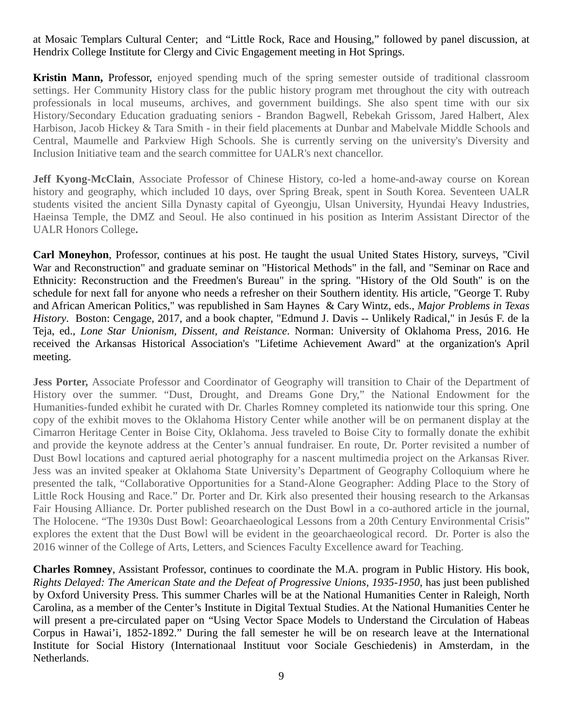at Mosaic Templars Cultural Center;  and "Little Rock, Race and Housing," followed by panel discussion, at Hendrix College Institute for Clergy and Civic Engagement meeting in Hot Springs.

**Kristin Mann,** Professor, enjoyed spending much of the spring semester outside of traditional classroom settings. Her Community History class for the public history program met throughout the city with outreach professionals in local museums, archives, and government buildings. She also spent time with our six History/Secondary Education graduating seniors - Brandon Bagwell, Rebekah Grissom, Jared Halbert, Alex Harbison, Jacob Hickey & Tara Smith - in their field placements at Dunbar and Mabelvale Middle Schools and Central, Maumelle and Parkview High Schools. She is currently serving on the university's Diversity and Inclusion Initiative team and the search committee for UALR's next chancellor.

**Jeff Kyong-McClain**, Associate Professor of Chinese History, co-led a home-and-away course on Korean history and geography, which included 10 days, over Spring Break, spent in South Korea. Seventeen UALR students visited the ancient Silla Dynasty capital of Gyeongju, Ulsan University, Hyundai Heavy Industries, Haeinsa Temple, the DMZ and Seoul. He also continued in his position as Interim Assistant Director of the UALR Honors College**.**

**Carl Moneyhon**, Professor, continues at his post. He taught the usual United States History, surveys, "Civil War and Reconstruction" and graduate seminar on "Historical Methods" in the fall, and "Seminar on Race and Ethnicity: Reconstruction and the Freedmen's Bureau" in the spring. "History of the Old South" is on the schedule for next fall for anyone who needs a refresher on their Southern identity. His article, "George T. Ruby and African American Politics," was republished in Sam Haynes  & Cary Wintz, eds., *Major Problems in Texas History*.  Boston: Cengage, 2017, and a book chapter, "Edmund J. Davis -- Unlikely Radical," in Jesús F. de la Teja, ed., *Lone Star Unionism, Dissent, and Reistance*. Norman: University of Oklahoma Press, 2016. He received the Arkansas Historical Association's "Lifetime Achievement Award" at the organization's April meeting.

**Jess Porter,** Associate Professor and Coordinator of Geography will transition to Chair of the Department of History over the summer. "Dust, Drought, and Dreams Gone Dry," the National Endowment for the Humanities-funded exhibit he curated with Dr. Charles Romney completed its nationwide tour this spring. One copy of the exhibit moves to the Oklahoma History Center while another will be on permanent display at the Cimarron Heritage Center in Boise City, Oklahoma. Jess traveled to Boise City to formally donate the exhibit and provide the keynote address at the Center's annual fundraiser. En route, Dr. Porter revisited a number of Dust Bowl locations and captured aerial photography for a nascent multimedia project on the Arkansas River. Jess was an invited speaker at Oklahoma State University's Department of Geography Colloquium where he presented the talk, "Collaborative Opportunities for a Stand-Alone Geographer: Adding Place to the Story of Little Rock Housing and Race." Dr. Porter and Dr. Kirk also presented their housing research to the Arkansas Fair Housing Alliance. Dr. Porter published research on the Dust Bowl in a co-authored article in the journal, The Holocene. "The 1930s Dust Bowl: Geoarchaeological Lessons from a 20th Century Environmental Crisis" explores the extent that the Dust Bowl will be evident in the geoarchaeological record.  Dr. Porter is also the 2016 winner of the College of Arts, Letters, and Sciences Faculty Excellence award for Teaching.

**Charles Romney**, Assistant Professor, continues to coordinate the M.A. program in Public History. His book, *Rights Delayed: The American State and the Defeat of Progressive Unions, 1935-1950*, has just been published by Oxford University Press. This summer Charles will be at the National Humanities Center in Raleigh, North Carolina, as a member of the Center's Institute in Digital Textual Studies. At the National Humanities Center he will present a pre-circulated paper on "Using Vector Space Models to Understand the Circulation of Habeas Corpus in Hawai'i, 1852-1892." During the fall semester he will be on research leave at the International Institute for Social History (Internationaal Instituut voor Sociale Geschiedenis) in Amsterdam, in the Netherlands.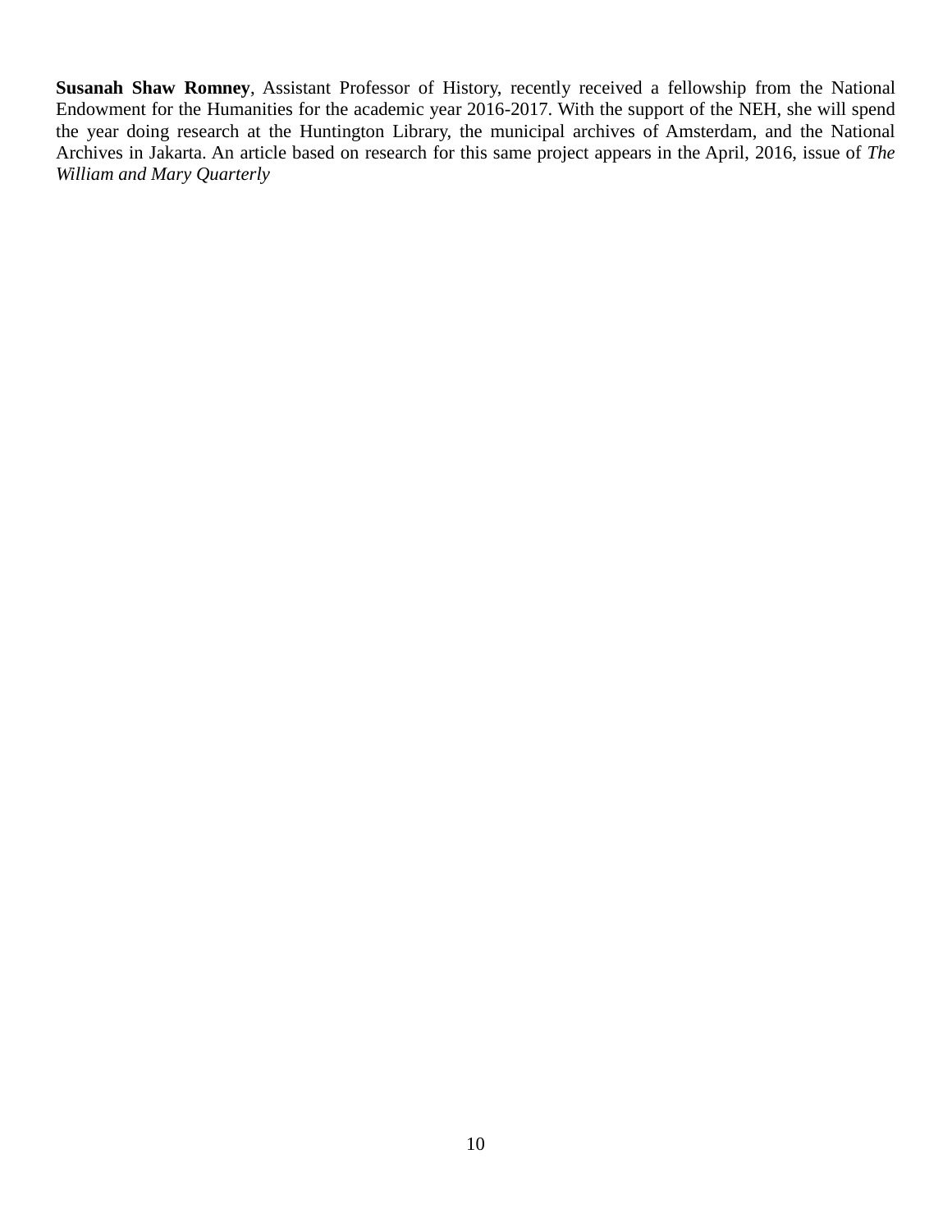**Susanah Shaw Romney**, Assistant Professor of History, recently received a fellowship from the National Endowment for the Humanities for the academic year 2016-2017. With the support of the NEH, she will spend the year doing research at the Huntington Library, the municipal archives of Amsterdam, and the National Archives in Jakarta. An article based on research for this same project appears in the April, 2016, issue of *The William and Mary Quarterly*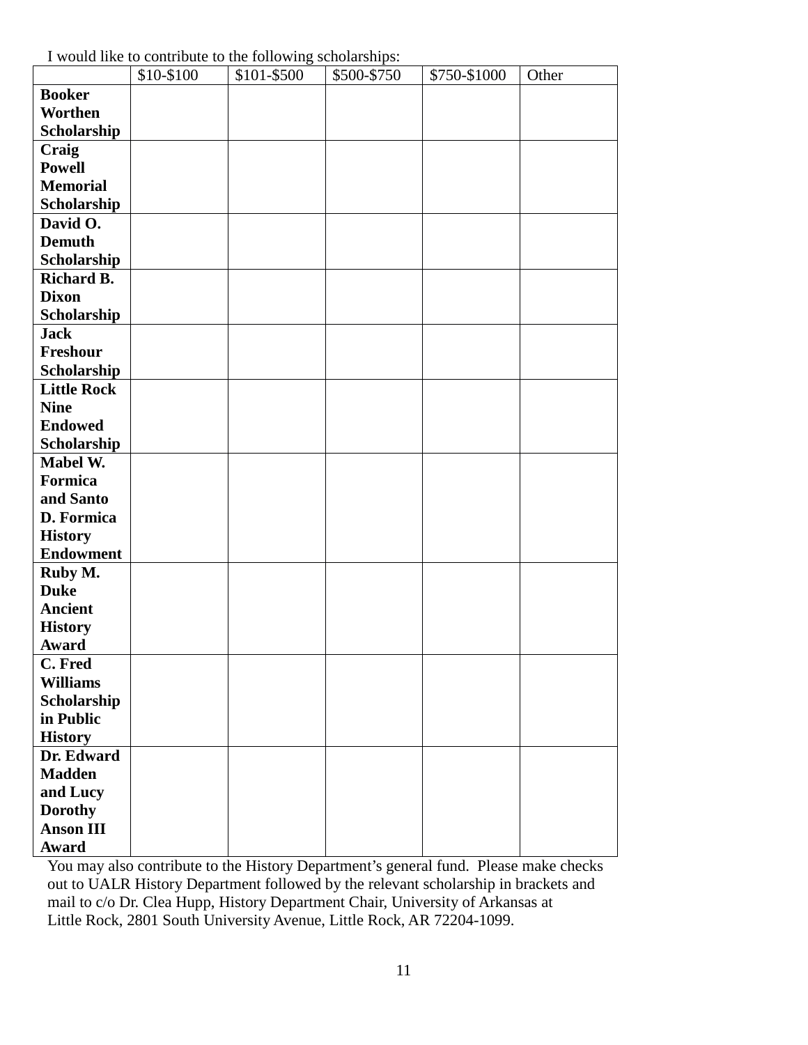I would like to contribute to the following scholarships:

| | \$10-\$100 | \$101-\$500 | \$500-\$750 | \$750-\$1000 | Other |
|---|---|---|---|---|---|
| **Booker Worthen Scholarship** | | | | | |
| **Craig Powell Memorial Scholarship** | | | | | |
| **David O. Demuth Scholarship** | | | | | |
| **Richard B. Dixon Scholarship** | | | | | |
| **Jack Freshour Scholarship** | | | | | |
| **Little Rock Nine Endowed Scholarship** | | | | | |
| **Mabel W. Formica and Santo D. Formica History Endowment** | | | | | |
| **Ruby M. Duke Ancient History Award** | | | | | |
| **C. Fred Williams Scholarship in Public History** | | | | | |
| **Dr. Edward Madden and Lucy Dorothy Anson III Award** | | | | | |

You may also contribute to the History Department's general fund. Please make checks out to UALR History Department followed by the relevant scholarship in brackets and mail to c/o Dr. Clea Hupp, History Department Chair, University of Arkansas at Little Rock, 2801 South University Avenue, Little Rock, AR 72204-1099.